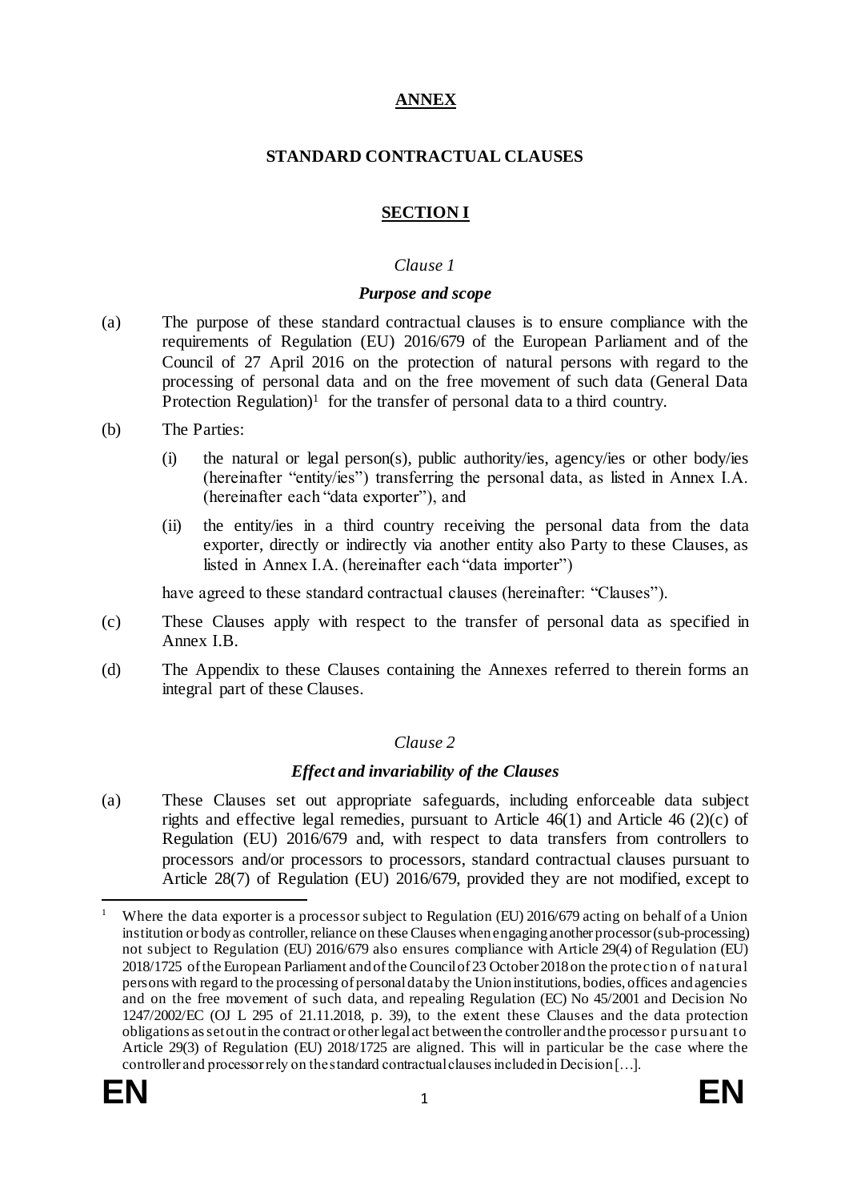# ANNEX

## STANDARD CONTRACTUAL CLAUSES

## SECTION I

*Clause 1*

***Purpose and scope***

(a) The purpose of these standard contractual clauses is to ensure compliance with the requirements of Regulation (EU) 2016/679 of the European Parliament and of the Council of 27 April 2016 on the protection of natural persons with regard to the processing of personal data and on the free movement of such data (General Data Protection Regulation)[1] for the transfer of personal data to a third country.

(b) The Parties:

(i) the natural or legal person(s), public authority/ies, agency/ies or other body/ies (hereinafter "entity/ies") transferring the personal data, as listed in Annex I.A. (hereinafter each "data exporter"), and

(ii) the entity/ies in a third country receiving the personal data from the data exporter, directly or indirectly via another entity also Party to these Clauses, as listed in Annex I.A. (hereinafter each "data importer")

have agreed to these standard contractual clauses (hereinafter: "Clauses").

(c) These Clauses apply with respect to the transfer of personal data as specified in Annex I.B.

(d) The Appendix to these Clauses containing the Annexes referred to therein forms an integral part of these Clauses.

*Clause 2*

***Effect and invariability of the Clauses***

(a) These Clauses set out appropriate safeguards, including enforceable data subject rights and effective legal remedies, pursuant to Article 46(1) and Article 46 (2)(c) of Regulation (EU) 2016/679 and, with respect to data transfers from controllers to processors and/or processors to processors, standard contractual clauses pursuant to Article 28(7) of Regulation (EU) 2016/679, provided they are not modified, except to

---

[1] Where the data exporter is a processor subject to Regulation (EU) 2016/679 acting on behalf of a Union institution or body as controller, reliance on these Clauses when engaging another processor (sub-processing) not subject to Regulation (EU) 2016/679 also ensures compliance with Article 29(4) of Regulation (EU) 2018/1725 of the European Parliament and of the Council of 23 October 2018 on the protection of natural persons with regard to the processing of personal data by the Union institutions, bodies, offices and agencies and on the free movement of such data, and repealing Regulation (EC) No 45/2001 and Decision No 1247/2002/EC (OJ L 295 of 21.11.2018, p. 39), to the extent these Clauses and the data protection obligations as set out in the contract or other legal act between the controller and the processor pursuant to Article 29(3) of Regulation (EU) 2018/1725 are aligned. This will in particular be the case where the controller and processor rely on the standard contractual clauses included in Decision […].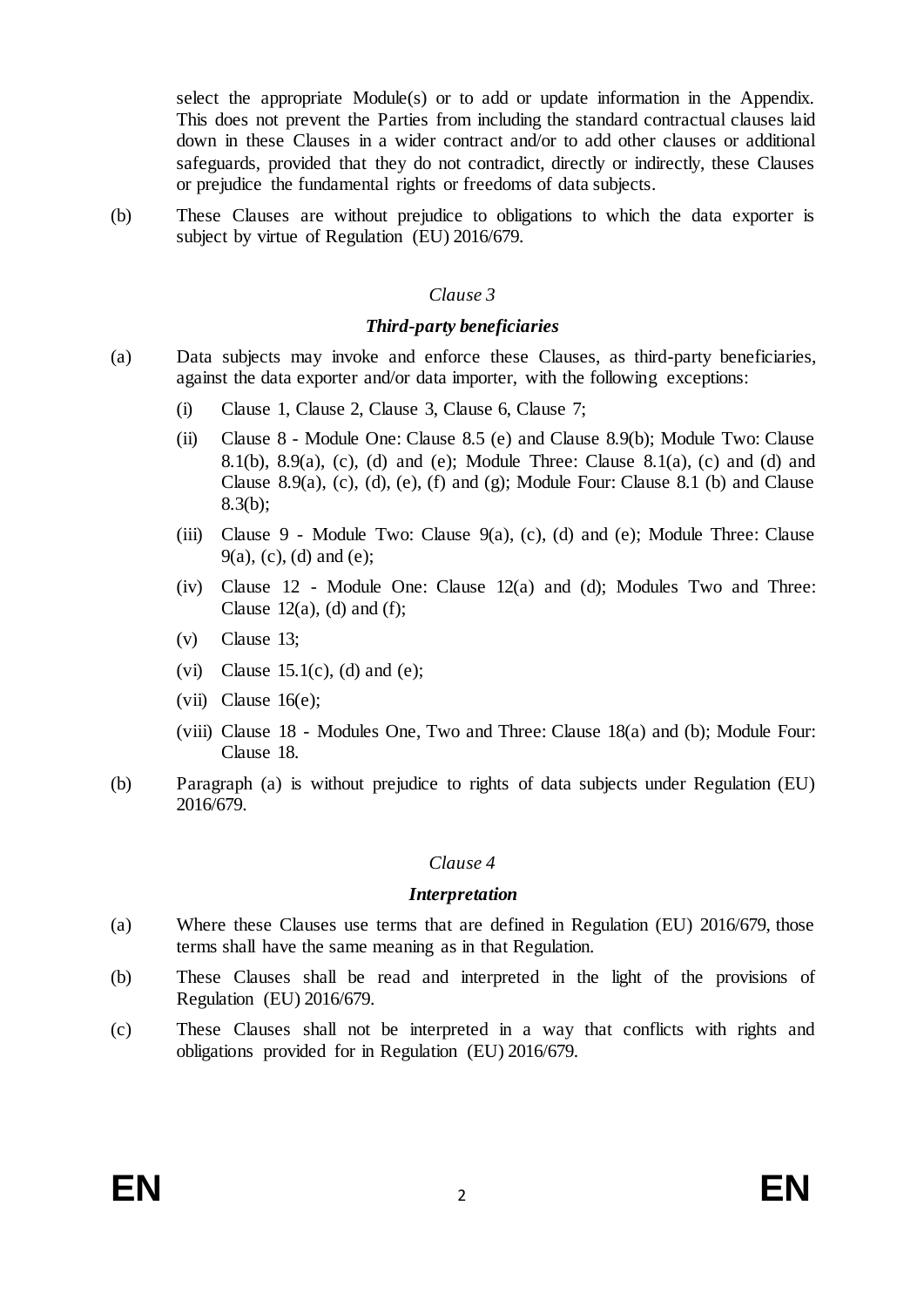select the appropriate Module(s) or to add or update information in the Appendix. This does not prevent the Parties from including the standard contractual clauses laid down in these Clauses in a wider contract and/or to add other clauses or additional safeguards, provided that they do not contradict, directly or indirectly, these Clauses or prejudice the fundamental rights or freedoms of data subjects.

(b) These Clauses are without prejudice to obligations to which the data exporter is subject by virtue of Regulation (EU) 2016/679.

*Clause 3*

***Third-party beneficiaries***

(a) Data subjects may invoke and enforce these Clauses, as third-party beneficiaries, against the data exporter and/or data importer, with the following exceptions:

   (i) Clause 1, Clause 2, Clause 3, Clause 6, Clause 7;

   (ii) Clause 8 - Module One: Clause 8.5 (e) and Clause 8.9(b); Module Two: Clause 8.1(b), 8.9(a), (c), (d) and (e); Module Three: Clause 8.1(a), (c) and (d) and Clause 8.9(a), (c), (d), (e), (f) and (g); Module Four: Clause 8.1 (b) and Clause 8.3(b);

   (iii) Clause 9 - Module Two: Clause 9(a), (c), (d) and (e); Module Three: Clause 9(a), (c), (d) and (e);

   (iv) Clause 12 - Module One: Clause 12(a) and (d); Modules Two and Three: Clause 12(a), (d) and (f);

   (v) Clause 13;

   (vi) Clause 15.1(c), (d) and (e);

   (vii) Clause 16(e);

   (viii) Clause 18 - Modules One, Two and Three: Clause 18(a) and (b); Module Four: Clause 18.

(b) Paragraph (a) is without prejudice to rights of data subjects under Regulation (EU) 2016/679.

*Clause 4*

***Interpretation***

(a) Where these Clauses use terms that are defined in Regulation (EU) 2016/679, those terms shall have the same meaning as in that Regulation.

(b) These Clauses shall be read and interpreted in the light of the provisions of Regulation (EU) 2016/679.

(c) These Clauses shall not be interpreted in a way that conflicts with rights and obligations provided for in Regulation (EU) 2016/679.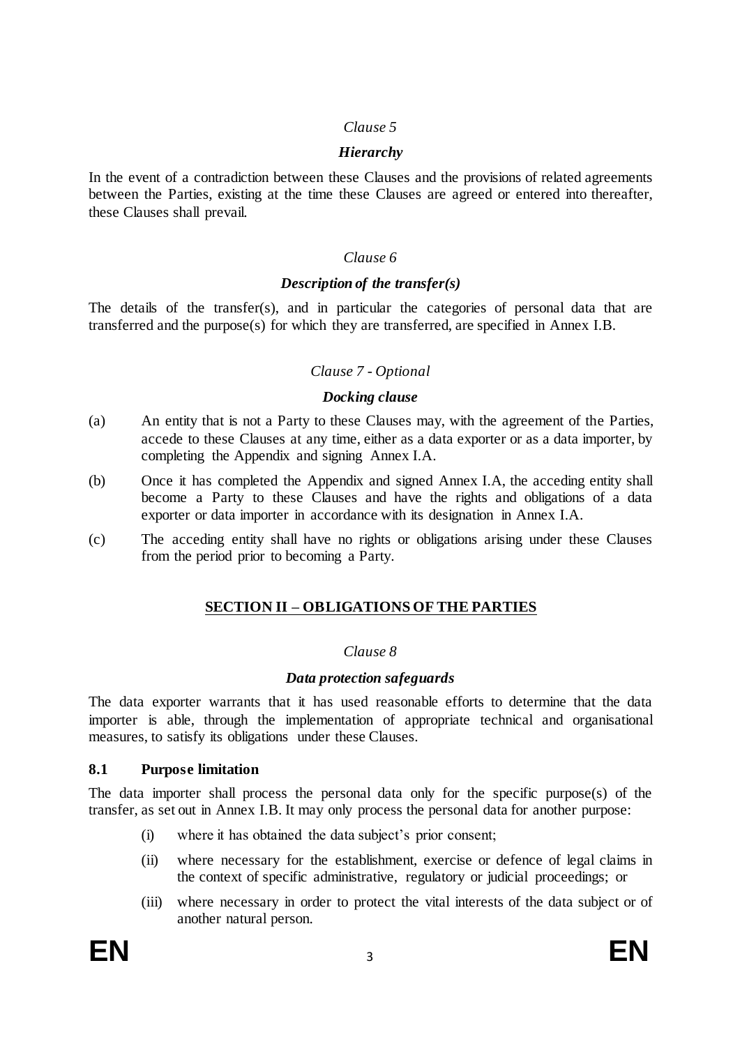*Clause 5*

***Hierarchy***

In the event of a contradiction between these Clauses and the provisions of related agreements between the Parties, existing at the time these Clauses are agreed or entered into thereafter, these Clauses shall prevail.

*Clause 6*

***Description of the transfer(s)***

The details of the transfer(s), and in particular the categories of personal data that are transferred and the purpose(s) for which they are transferred, are specified in Annex I.B.

*Clause 7 - Optional*

***Docking clause***

(a) An entity that is not a Party to these Clauses may, with the agreement of the Parties, accede to these Clauses at any time, either as a data exporter or as a data importer, by completing the Appendix and signing Annex I.A.

(b) Once it has completed the Appendix and signed Annex I.A, the acceding entity shall become a Party to these Clauses and have the rights and obligations of a data exporter or data importer in accordance with its designation in Annex I.A.

(c) The acceding entity shall have no rights or obligations arising under these Clauses from the period prior to becoming a Party.

## SECTION II – OBLIGATIONS OF THE PARTIES

*Clause 8*

***Data protection safeguards***

The data exporter warrants that it has used reasonable efforts to determine that the data importer is able, through the implementation of appropriate technical and organisational measures, to satisfy its obligations under these Clauses.

### 8.1 Purpose limitation

The data importer shall process the personal data only for the specific purpose(s) of the transfer, as set out in Annex I.B. It may only process the personal data for another purpose:

(i) where it has obtained the data subject's prior consent;

(ii) where necessary for the establishment, exercise or defence of legal claims in the context of specific administrative, regulatory or judicial proceedings; or

(iii) where necessary in order to protect the vital interests of the data subject or of another natural person.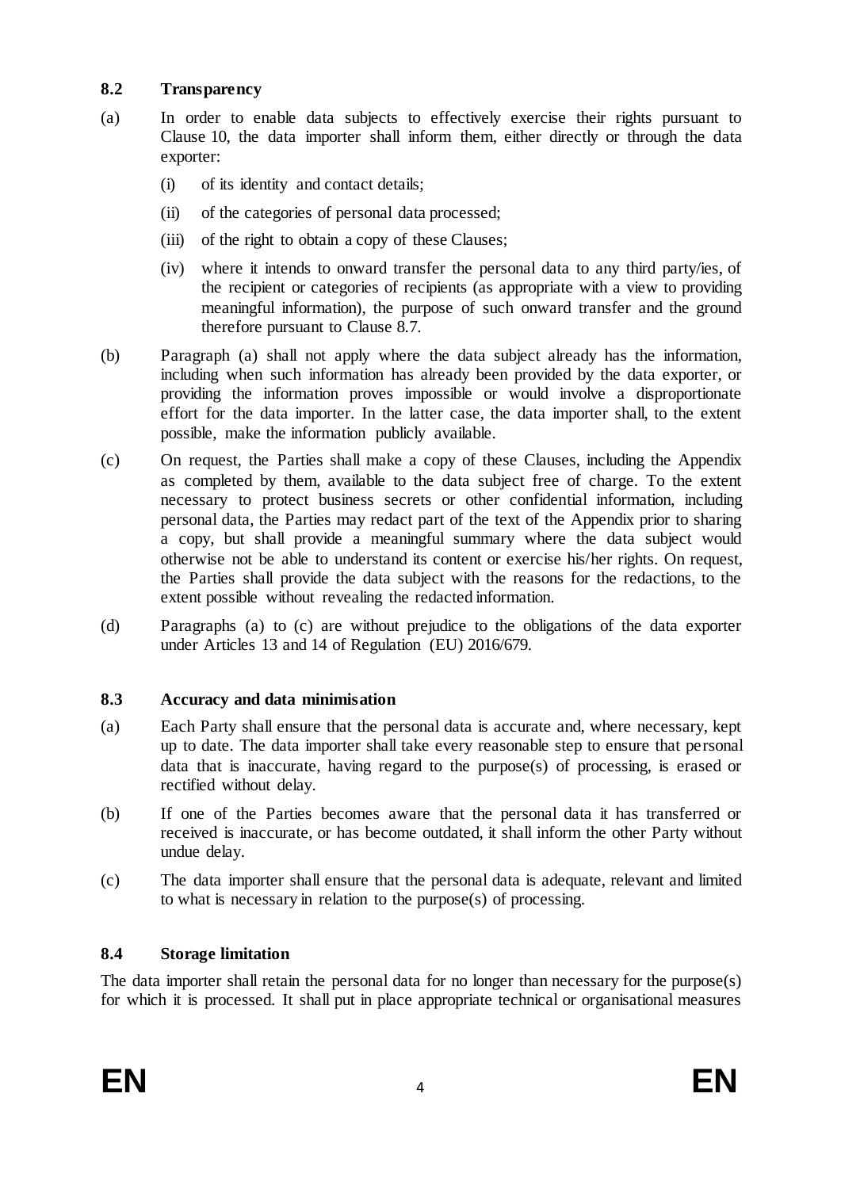### 8.2 Transparency

(a) In order to enable data subjects to effectively exercise their rights pursuant to Clause 10, the data importer shall inform them, either directly or through the data exporter:

(i) of its identity and contact details;

(ii) of the categories of personal data processed;

(iii) of the right to obtain a copy of these Clauses;

(iv) where it intends to onward transfer the personal data to any third party/ies, of the recipient or categories of recipients (as appropriate with a view to providing meaningful information), the purpose of such onward transfer and the ground therefore pursuant to Clause 8.7.

(b) Paragraph (a) shall not apply where the data subject already has the information, including when such information has already been provided by the data exporter, or providing the information proves impossible or would involve a disproportionate effort for the data importer. In the latter case, the data importer shall, to the extent possible, make the information publicly available.

(c) On request, the Parties shall make a copy of these Clauses, including the Appendix as completed by them, available to the data subject free of charge. To the extent necessary to protect business secrets or other confidential information, including personal data, the Parties may redact part of the text of the Appendix prior to sharing a copy, but shall provide a meaningful summary where the data subject would otherwise not be able to understand its content or exercise his/her rights. On request, the Parties shall provide the data subject with the reasons for the redactions, to the extent possible without revealing the redacted information.

(d) Paragraphs (a) to (c) are without prejudice to the obligations of the data exporter under Articles 13 and 14 of Regulation (EU) 2016/679.

### 8.3 Accuracy and data minimisation

(a) Each Party shall ensure that the personal data is accurate and, where necessary, kept up to date. The data importer shall take every reasonable step to ensure that personal data that is inaccurate, having regard to the purpose(s) of processing, is erased or rectified without delay.

(b) If one of the Parties becomes aware that the personal data it has transferred or received is inaccurate, or has become outdated, it shall inform the other Party without undue delay.

(c) The data importer shall ensure that the personal data is adequate, relevant and limited to what is necessary in relation to the purpose(s) of processing.

### 8.4 Storage limitation

The data importer shall retain the personal data for no longer than necessary for the purpose(s) for which it is processed. It shall put in place appropriate technical or organisational measures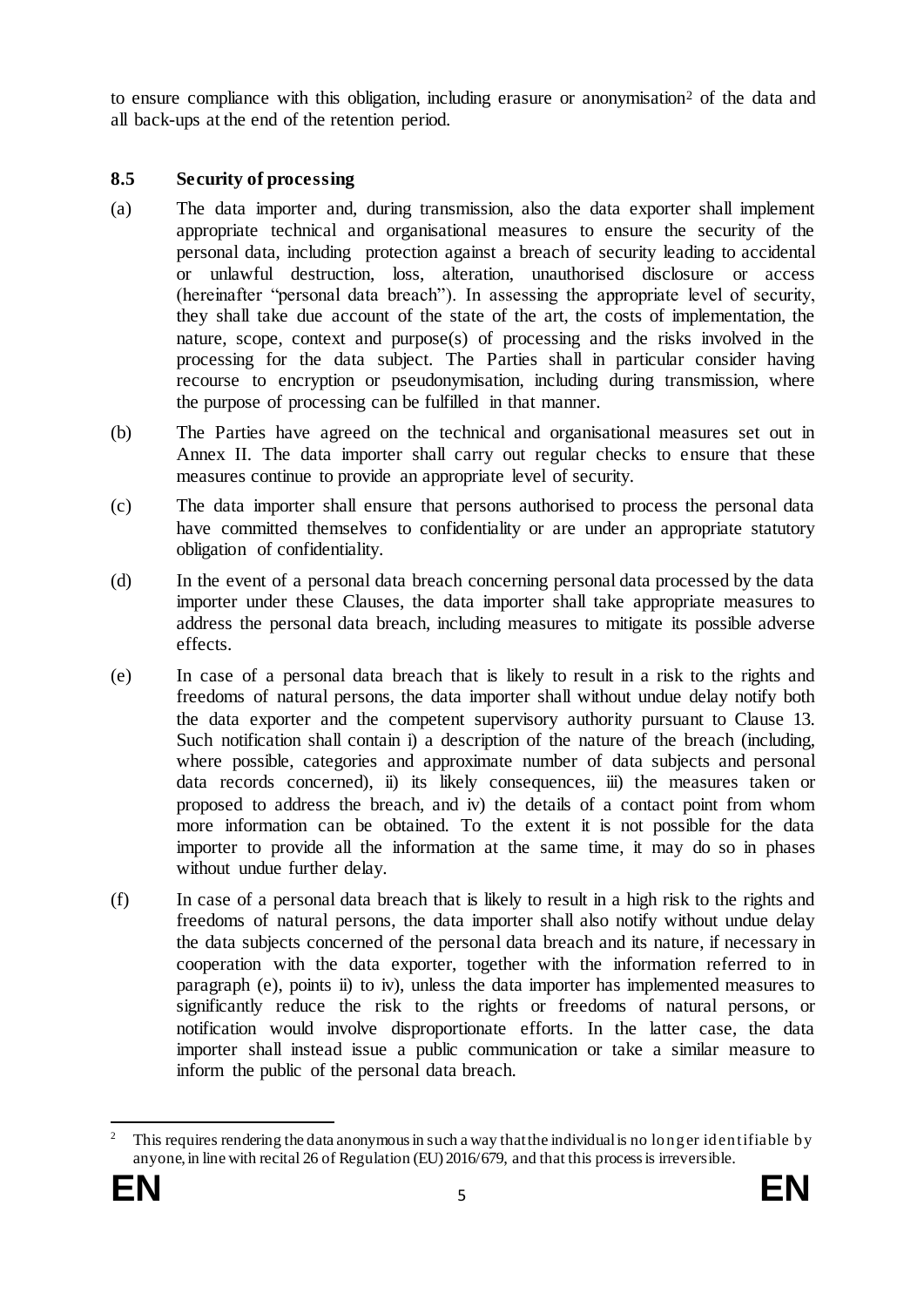to ensure compliance with this obligation, including erasure or anonymisation[2] of the data and all back-ups at the end of the retention period.

### 8.5 Security of processing

(a) The data importer and, during transmission, also the data exporter shall implement appropriate technical and organisational measures to ensure the security of the personal data, including protection against a breach of security leading to accidental or unlawful destruction, loss, alteration, unauthorised disclosure or access (hereinafter "personal data breach"). In assessing the appropriate level of security, they shall take due account of the state of the art, the costs of implementation, the nature, scope, context and purpose(s) of processing and the risks involved in the processing for the data subject. The Parties shall in particular consider having recourse to encryption or pseudonymisation, including during transmission, where the purpose of processing can be fulfilled in that manner.

(b) The Parties have agreed on the technical and organisational measures set out in Annex II. The data importer shall carry out regular checks to ensure that these measures continue to provide an appropriate level of security.

(c) The data importer shall ensure that persons authorised to process the personal data have committed themselves to confidentiality or are under an appropriate statutory obligation of confidentiality.

(d) In the event of a personal data breach concerning personal data processed by the data importer under these Clauses, the data importer shall take appropriate measures to address the personal data breach, including measures to mitigate its possible adverse effects.

(e) In case of a personal data breach that is likely to result in a risk to the rights and freedoms of natural persons, the data importer shall without undue delay notify both the data exporter and the competent supervisory authority pursuant to Clause 13. Such notification shall contain i) a description of the nature of the breach (including, where possible, categories and approximate number of data subjects and personal data records concerned), ii) its likely consequences, iii) the measures taken or proposed to address the breach, and iv) the details of a contact point from whom more information can be obtained. To the extent it is not possible for the data importer to provide all the information at the same time, it may do so in phases without undue further delay.

(f) In case of a personal data breach that is likely to result in a high risk to the rights and freedoms of natural persons, the data importer shall also notify without undue delay the data subjects concerned of the personal data breach and its nature, if necessary in cooperation with the data exporter, together with the information referred to in paragraph (e), points ii) to iv), unless the data importer has implemented measures to significantly reduce the risk to the rights or freedoms of natural persons, or notification would involve disproportionate efforts. In the latter case, the data importer shall instead issue a public communication or take a similar measure to inform the public of the personal data breach.

---

[2] This requires rendering the data anonymous in such a way that the individual is no longer identifiable by anyone, in line with recital 26 of Regulation (EU) 2016/679, and that this process is irreversible.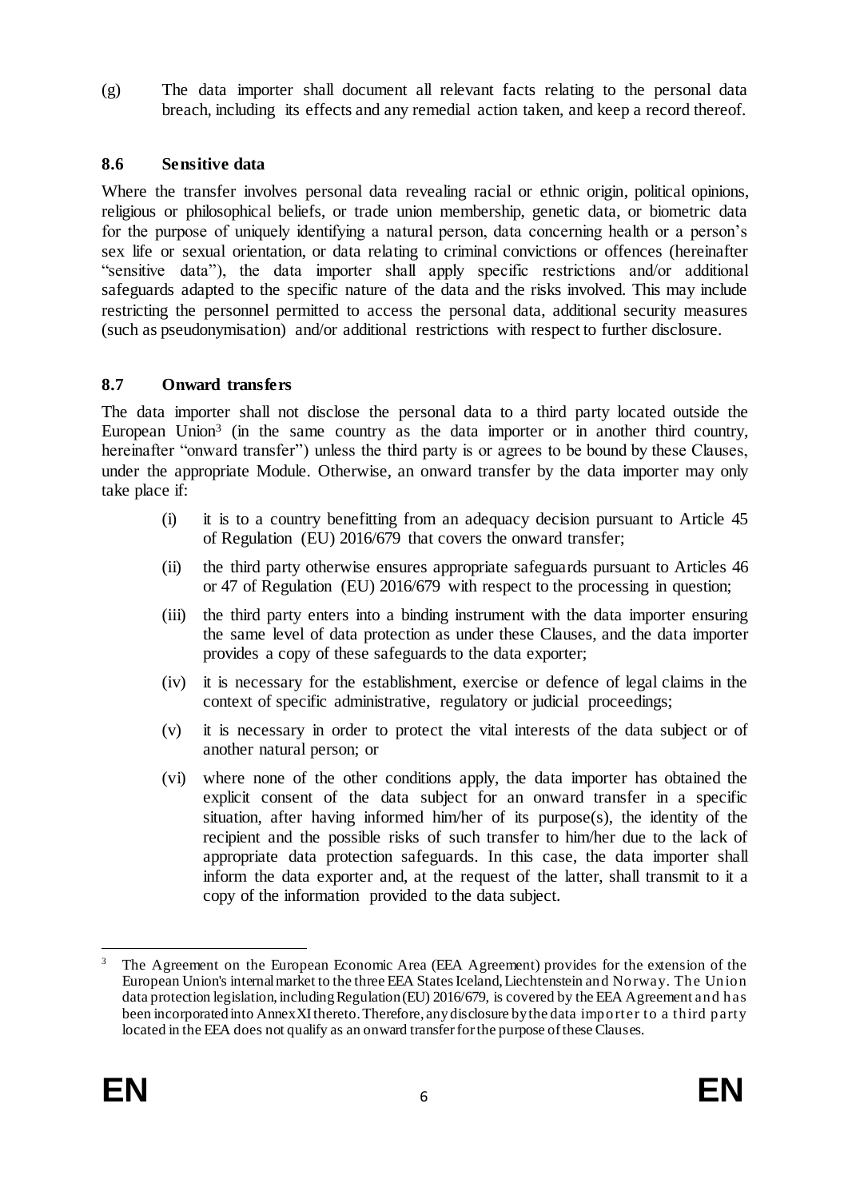(g) The data importer shall document all relevant facts relating to the personal data breach, including its effects and any remedial action taken, and keep a record thereof.

### 8.6 Sensitive data

Where the transfer involves personal data revealing racial or ethnic origin, political opinions, religious or philosophical beliefs, or trade union membership, genetic data, or biometric data for the purpose of uniquely identifying a natural person, data concerning health or a person's sex life or sexual orientation, or data relating to criminal convictions or offences (hereinafter "sensitive data"), the data importer shall apply specific restrictions and/or additional safeguards adapted to the specific nature of the data and the risks involved. This may include restricting the personnel permitted to access the personal data, additional security measures (such as pseudonymisation) and/or additional restrictions with respect to further disclosure.

### 8.7 Onward transfers

The data importer shall not disclose the personal data to a third party located outside the European Union[3] (in the same country as the data importer or in another third country, hereinafter "onward transfer") unless the third party is or agrees to be bound by these Clauses, under the appropriate Module. Otherwise, an onward transfer by the data importer may only take place if:

(i) it is to a country benefitting from an adequacy decision pursuant to Article 45 of Regulation (EU) 2016/679 that covers the onward transfer;

(ii) the third party otherwise ensures appropriate safeguards pursuant to Articles 46 or 47 of Regulation (EU) 2016/679 with respect to the processing in question;

(iii) the third party enters into a binding instrument with the data importer ensuring the same level of data protection as under these Clauses, and the data importer provides a copy of these safeguards to the data exporter;

(iv) it is necessary for the establishment, exercise or defence of legal claims in the context of specific administrative, regulatory or judicial proceedings;

(v) it is necessary in order to protect the vital interests of the data subject or of another natural person; or

(vi) where none of the other conditions apply, the data importer has obtained the explicit consent of the data subject for an onward transfer in a specific situation, after having informed him/her of its purpose(s), the identity of the recipient and the possible risks of such transfer to him/her due to the lack of appropriate data protection safeguards. In this case, the data importer shall inform the data exporter and, at the request of the latter, shall transmit to it a copy of the information provided to the data subject.

---

[3] The Agreement on the European Economic Area (EEA Agreement) provides for the extension of the European Union's internal market to the three EEA States Iceland, Liechtenstein and Norway. The Union data protection legislation, including Regulation (EU) 2016/679, is covered by the EEA Agreement and has been incorporated into Annex XI thereto. Therefore, any disclosure by the data importer to a third party located in the EEA does not qualify as an onward transfer for the purpose of these Clauses.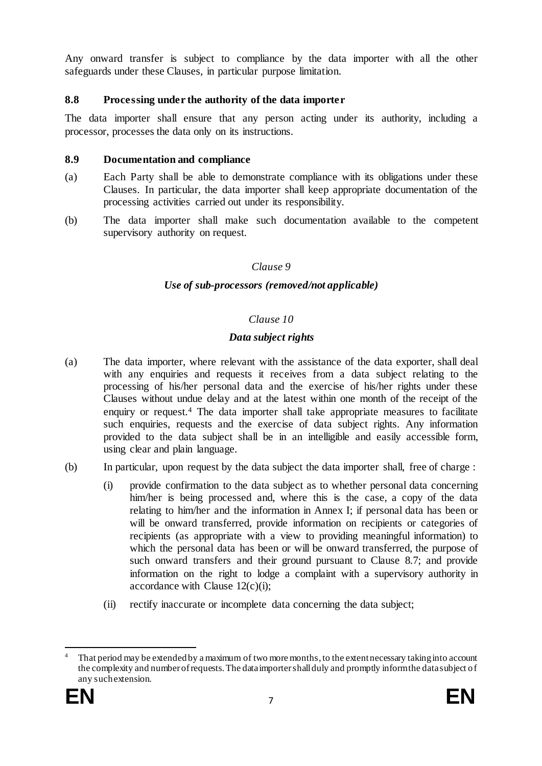Any onward transfer is subject to compliance by the data importer with all the other safeguards under these Clauses, in particular purpose limitation.

### 8.8 Processing under the authority of the data importer

The data importer shall ensure that any person acting under its authority, including a processor, processes the data only on its instructions.

### 8.9 Documentation and compliance

(a) Each Party shall be able to demonstrate compliance with its obligations under these Clauses. In particular, the data importer shall keep appropriate documentation of the processing activities carried out under its responsibility.

(b) The data importer shall make such documentation available to the competent supervisory authority on request.

*Clause 9*

***Use of sub-processors (removed/not applicable)***

*Clause 10*

***Data subject rights***

(a) The data importer, where relevant with the assistance of the data exporter, shall deal with any enquiries and requests it receives from a data subject relating to the processing of his/her personal data and the exercise of his/her rights under these Clauses without undue delay and at the latest within one month of the receipt of the enquiry or request.[4] The data importer shall take appropriate measures to facilitate such enquiries, requests and the exercise of data subject rights. Any information provided to the data subject shall be in an intelligible and easily accessible form, using clear and plain language.

(b) In particular, upon request by the data subject the data importer shall, free of charge :

(i) provide confirmation to the data subject as to whether personal data concerning him/her is being processed and, where this is the case, a copy of the data relating to him/her and the information in Annex I; if personal data has been or will be onward transferred, provide information on recipients or categories of recipients (as appropriate with a view to providing meaningful information) to which the personal data has been or will be onward transferred, the purpose of such onward transfers and their ground pursuant to Clause 8.7; and provide information on the right to lodge a complaint with a supervisory authority in accordance with Clause 12(c)(i);

(ii) rectify inaccurate or incomplete data concerning the data subject;

---

[4] That period may be extended by a maximum of two more months, to the extent necessary taking into account the complexity and number of requests. The data importer shall duly and promptly inform the data subject of any such extension.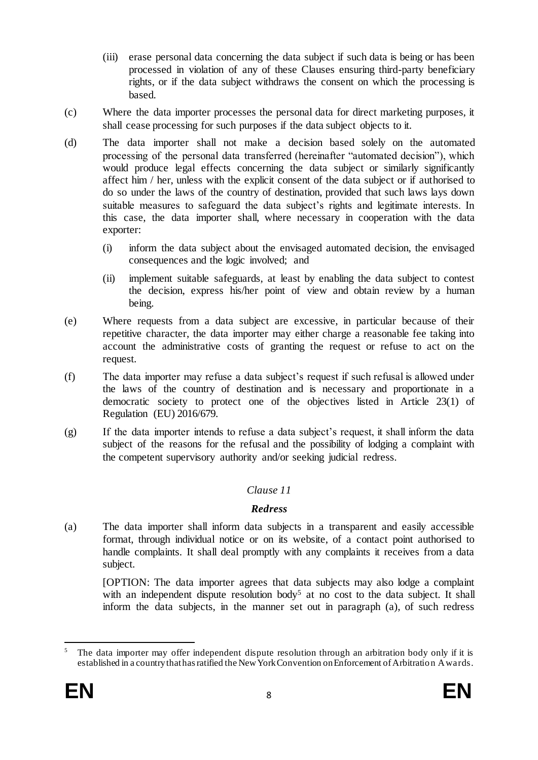(iii) erase personal data concerning the data subject if such data is being or has been processed in violation of any of these Clauses ensuring third-party beneficiary rights, or if the data subject withdraws the consent on which the processing is based.

(c) Where the data importer processes the personal data for direct marketing purposes, it shall cease processing for such purposes if the data subject objects to it.

(d) The data importer shall not make a decision based solely on the automated processing of the personal data transferred (hereinafter "automated decision"), which would produce legal effects concerning the data subject or similarly significantly affect him / her, unless with the explicit consent of the data subject or if authorised to do so under the laws of the country of destination, provided that such laws lays down suitable measures to safeguard the data subject's rights and legitimate interests. In this case, the data importer shall, where necessary in cooperation with the data exporter:

(i) inform the data subject about the envisaged automated decision, the envisaged consequences and the logic involved; and

(ii) implement suitable safeguards, at least by enabling the data subject to contest the decision, express his/her point of view and obtain review by a human being.

(e) Where requests from a data subject are excessive, in particular because of their repetitive character, the data importer may either charge a reasonable fee taking into account the administrative costs of granting the request or refuse to act on the request.

(f) The data importer may refuse a data subject's request if such refusal is allowed under the laws of the country of destination and is necessary and proportionate in a democratic society to protect one of the objectives listed in Article 23(1) of Regulation (EU) 2016/679.

(g) If the data importer intends to refuse a data subject's request, it shall inform the data subject of the reasons for the refusal and the possibility of lodging a complaint with the competent supervisory authority and/or seeking judicial redress.

*Clause 11*

***Redress***

(a) The data importer shall inform data subjects in a transparent and easily accessible format, through individual notice or on its website, of a contact point authorised to handle complaints. It shall deal promptly with any complaints it receives from a data subject.

[OPTION: The data importer agrees that data subjects may also lodge a complaint with an independent dispute resolution body[5] at no cost to the data subject. It shall inform the data subjects, in the manner set out in paragraph (a), of such redress

[5] The data importer may offer independent dispute resolution through an arbitration body only if it is established in a country that has ratified the New York Convention on Enforcement of Arbitration Awards.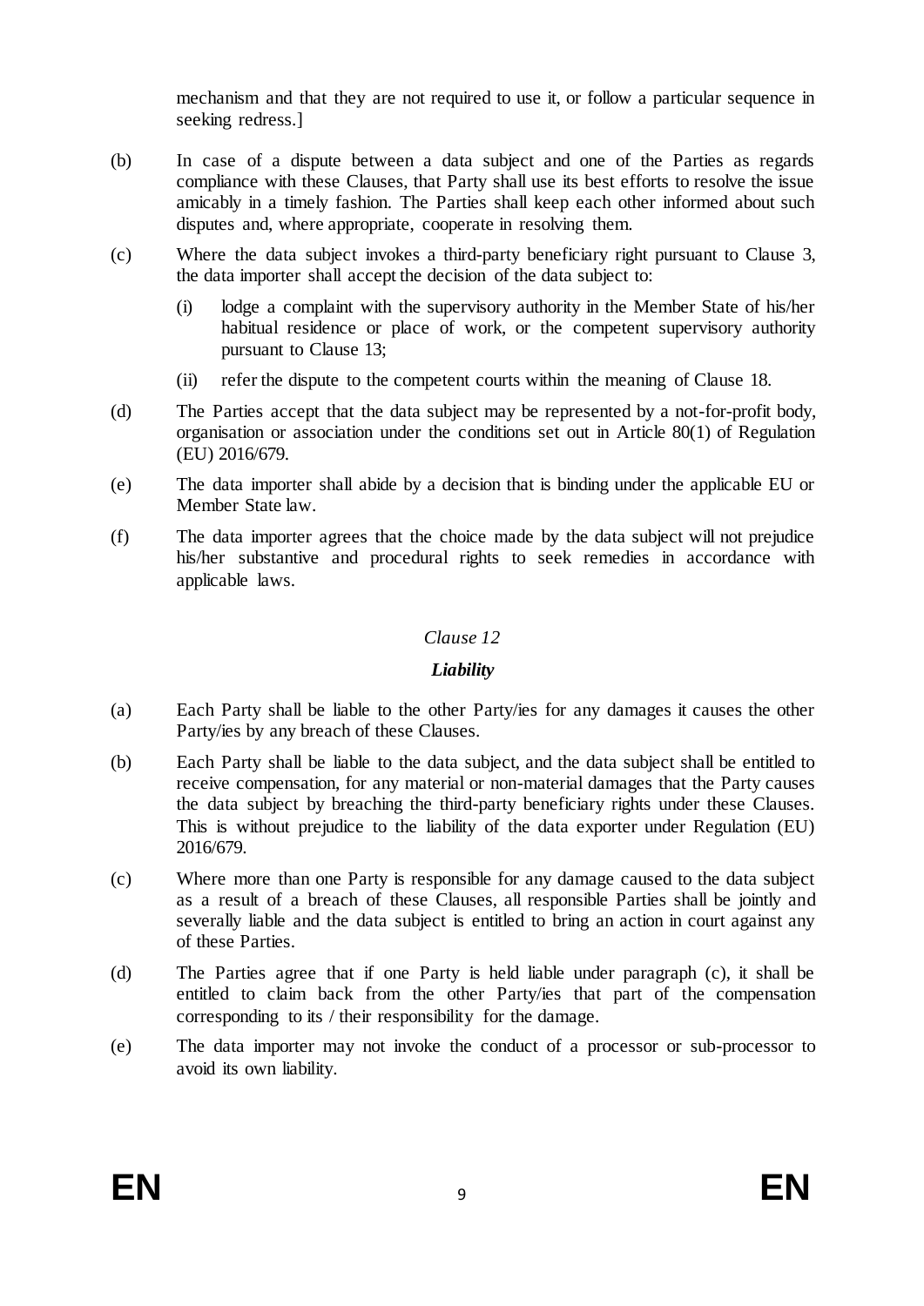mechanism and that they are not required to use it, or follow a particular sequence in seeking redress.]

(b) In case of a dispute between a data subject and one of the Parties as regards compliance with these Clauses, that Party shall use its best efforts to resolve the issue amicably in a timely fashion. The Parties shall keep each other informed about such disputes and, where appropriate, cooperate in resolving them.

(c) Where the data subject invokes a third-party beneficiary right pursuant to Clause 3, the data importer shall accept the decision of the data subject to:

  (i) lodge a complaint with the supervisory authority in the Member State of his/her habitual residence or place of work, or the competent supervisory authority pursuant to Clause 13;

  (ii) refer the dispute to the competent courts within the meaning of Clause 18.

(d) The Parties accept that the data subject may be represented by a not-for-profit body, organisation or association under the conditions set out in Article 80(1) of Regulation (EU) 2016/679.

(e) The data importer shall abide by a decision that is binding under the applicable EU or Member State law.

(f) The data importer agrees that the choice made by the data subject will not prejudice his/her substantive and procedural rights to seek remedies in accordance with applicable laws.

### *Clause 12*

### ***Liability***

(a) Each Party shall be liable to the other Party/ies for any damages it causes the other Party/ies by any breach of these Clauses.

(b) Each Party shall be liable to the data subject, and the data subject shall be entitled to receive compensation, for any material or non-material damages that the Party causes the data subject by breaching the third-party beneficiary rights under these Clauses. This is without prejudice to the liability of the data exporter under Regulation (EU) 2016/679.

(c) Where more than one Party is responsible for any damage caused to the data subject as a result of a breach of these Clauses, all responsible Parties shall be jointly and severally liable and the data subject is entitled to bring an action in court against any of these Parties.

(d) The Parties agree that if one Party is held liable under paragraph (c), it shall be entitled to claim back from the other Party/ies that part of the compensation corresponding to its / their responsibility for the damage.

(e) The data importer may not invoke the conduct of a processor or sub-processor to avoid its own liability.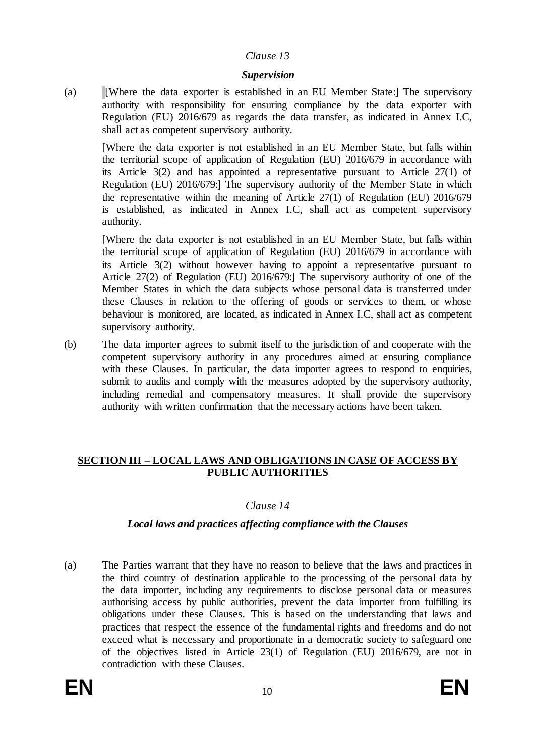*Clause 13*

***Supervision***

(a) [Where the data exporter is established in an EU Member State:] The supervisory authority with responsibility for ensuring compliance by the data exporter with Regulation (EU) 2016/679 as regards the data transfer, as indicated in Annex I.C, shall act as competent supervisory authority.

[Where the data exporter is not established in an EU Member State, but falls within the territorial scope of application of Regulation (EU) 2016/679 in accordance with its Article 3(2) and has appointed a representative pursuant to Article 27(1) of Regulation (EU) 2016/679:] The supervisory authority of the Member State in which the representative within the meaning of Article 27(1) of Regulation (EU) 2016/679 is established, as indicated in Annex I.C, shall act as competent supervisory authority.

[Where the data exporter is not established in an EU Member State, but falls within the territorial scope of application of Regulation (EU) 2016/679 in accordance with its Article 3(2) without however having to appoint a representative pursuant to Article 27(2) of Regulation (EU) 2016/679:] The supervisory authority of one of the Member States in which the data subjects whose personal data is transferred under these Clauses in relation to the offering of goods or services to them, or whose behaviour is monitored, are located, as indicated in Annex I.C, shall act as competent supervisory authority.

(b) The data importer agrees to submit itself to the jurisdiction of and cooperate with the competent supervisory authority in any procedures aimed at ensuring compliance with these Clauses. In particular, the data importer agrees to respond to enquiries, submit to audits and comply with the measures adopted by the supervisory authority, including remedial and compensatory measures. It shall provide the supervisory authority with written confirmation that the necessary actions have been taken.

## SECTION III – LOCAL LAWS AND OBLIGATIONS IN CASE OF ACCESS BY PUBLIC AUTHORITIES

*Clause 14*

***Local laws and practices affecting compliance with the Clauses***

(a) The Parties warrant that they have no reason to believe that the laws and practices in the third country of destination applicable to the processing of the personal data by the data importer, including any requirements to disclose personal data or measures authorising access by public authorities, prevent the data importer from fulfilling its obligations under these Clauses. This is based on the understanding that laws and practices that respect the essence of the fundamental rights and freedoms and do not exceed what is necessary and proportionate in a democratic society to safeguard one of the objectives listed in Article 23(1) of Regulation (EU) 2016/679, are not in contradiction with these Clauses.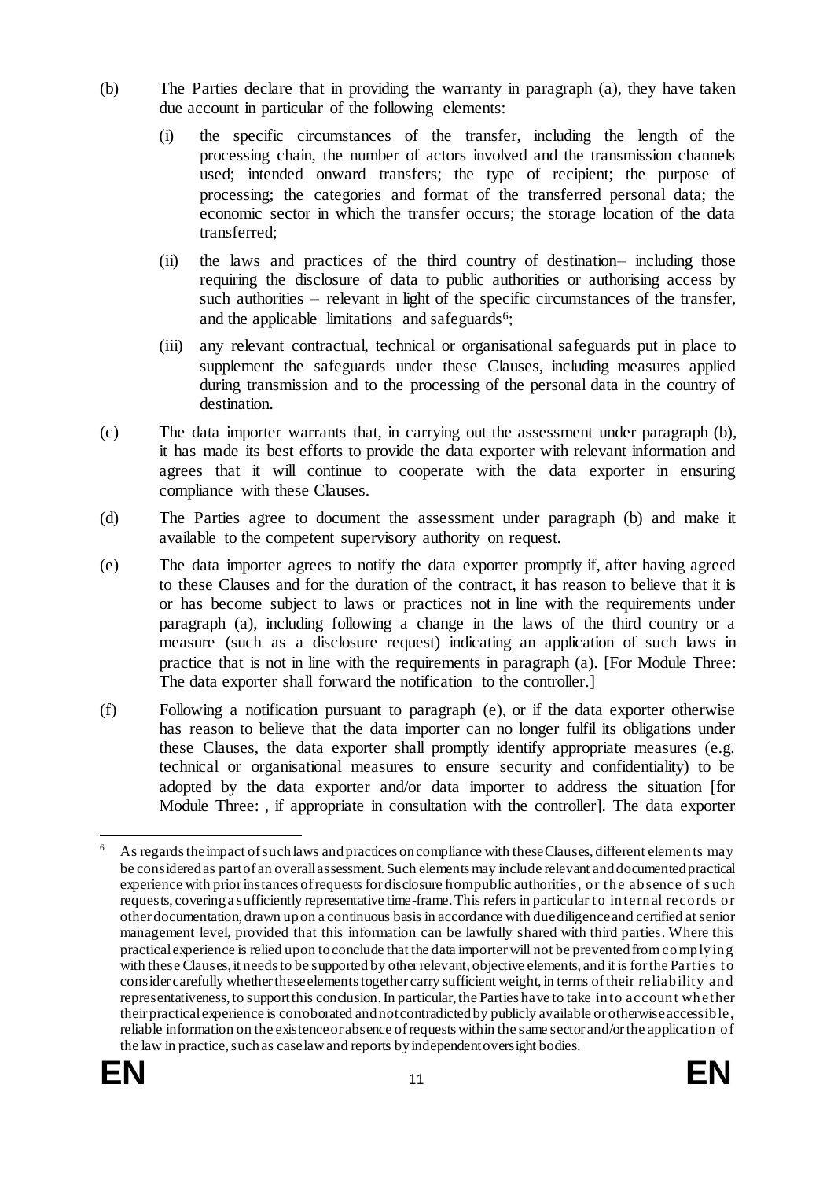(b) The Parties declare that in providing the warranty in paragraph (a), they have taken due account in particular of the following elements:

   (i) the specific circumstances of the transfer, including the length of the processing chain, the number of actors involved and the transmission channels used; intended onward transfers; the type of recipient; the purpose of processing; the categories and format of the transferred personal data; the economic sector in which the transfer occurs; the storage location of the data transferred;

   (ii) the laws and practices of the third country of destination– including those requiring the disclosure of data to public authorities or authorising access by such authorities – relevant in light of the specific circumstances of the transfer, and the applicable limitations and safeguards[6];

   (iii) any relevant contractual, technical or organisational safeguards put in place to supplement the safeguards under these Clauses, including measures applied during transmission and to the processing of the personal data in the country of destination.

(c) The data importer warrants that, in carrying out the assessment under paragraph (b), it has made its best efforts to provide the data exporter with relevant information and agrees that it will continue to cooperate with the data exporter in ensuring compliance with these Clauses.

(d) The Parties agree to document the assessment under paragraph (b) and make it available to the competent supervisory authority on request.

(e) The data importer agrees to notify the data exporter promptly if, after having agreed to these Clauses and for the duration of the contract, it has reason to believe that it is or has become subject to laws or practices not in line with the requirements under paragraph (a), including following a change in the laws of the third country or a measure (such as a disclosure request) indicating an application of such laws in practice that is not in line with the requirements in paragraph (a). [For Module Three: The data exporter shall forward the notification to the controller.]

(f) Following a notification pursuant to paragraph (e), or if the data exporter otherwise has reason to believe that the data importer can no longer fulfil its obligations under these Clauses, the data exporter shall promptly identify appropriate measures (e.g. technical or organisational measures to ensure security and confidentiality) to be adopted by the data exporter and/or data importer to address the situation [for Module Three: , if appropriate in consultation with the controller]. The data exporter

---

[6] As regards the impact of such laws and practices on compliance with these Clauses, different elements may be considered as part of an overall assessment. Such elements may include relevant and documented practical experience with prior instances of requests for disclosure from public authorities, or the absence of such requests, covering a sufficiently representative time-frame. This refers in particular to internal records or other documentation, drawn up on a continuous basis in accordance with due diligence and certified at senior management level, provided that this information can be lawfully shared with third parties. Where this practical experience is relied upon to conclude that the data importer will not be prevented from complying with these Clauses, it needs to be supported by other relevant, objective elements, and it is for the Parties to consider carefully whether these elements together carry sufficient weight, in terms of their reliability and representativeness, to support this conclusion. In particular, the Parties have to take into account whether their practical experience is corroborated and not contradicted by publicly available or otherwise accessible, reliable information on the existence or absence of requests within the same sector and/or the application of the law in practice, such as case law and reports by independent oversight bodies.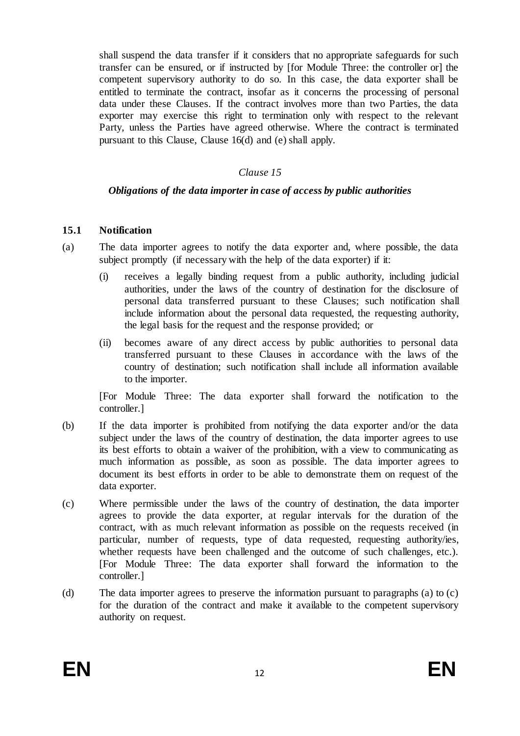shall suspend the data transfer if it considers that no appropriate safeguards for such transfer can be ensured, or if instructed by [for Module Three: the controller or] the competent supervisory authority to do so. In this case, the data exporter shall be entitled to terminate the contract, insofar as it concerns the processing of personal data under these Clauses. If the contract involves more than two Parties, the data exporter may exercise this right to termination only with respect to the relevant Party, unless the Parties have agreed otherwise. Where the contract is terminated pursuant to this Clause, Clause 16(d) and (e) shall apply.

*Clause 15*

***Obligations of the data importer in case of access by public authorities***

**15.1 Notification**

(a) The data importer agrees to notify the data exporter and, where possible, the data subject promptly (if necessary with the help of the data exporter) if it:

(i) receives a legally binding request from a public authority, including judicial authorities, under the laws of the country of destination for the disclosure of personal data transferred pursuant to these Clauses; such notification shall include information about the personal data requested, the requesting authority, the legal basis for the request and the response provided; or

(ii) becomes aware of any direct access by public authorities to personal data transferred pursuant to these Clauses in accordance with the laws of the country of destination; such notification shall include all information available to the importer.

[For Module Three: The data exporter shall forward the notification to the controller.]

(b) If the data importer is prohibited from notifying the data exporter and/or the data subject under the laws of the country of destination, the data importer agrees to use its best efforts to obtain a waiver of the prohibition, with a view to communicating as much information as possible, as soon as possible. The data importer agrees to document its best efforts in order to be able to demonstrate them on request of the data exporter.

(c) Where permissible under the laws of the country of destination, the data importer agrees to provide the data exporter, at regular intervals for the duration of the contract, with as much relevant information as possible on the requests received (in particular, number of requests, type of data requested, requesting authority/ies, whether requests have been challenged and the outcome of such challenges, etc.). [For Module Three: The data exporter shall forward the information to the controller.]

(d) The data importer agrees to preserve the information pursuant to paragraphs (a) to (c) for the duration of the contract and make it available to the competent supervisory authority on request.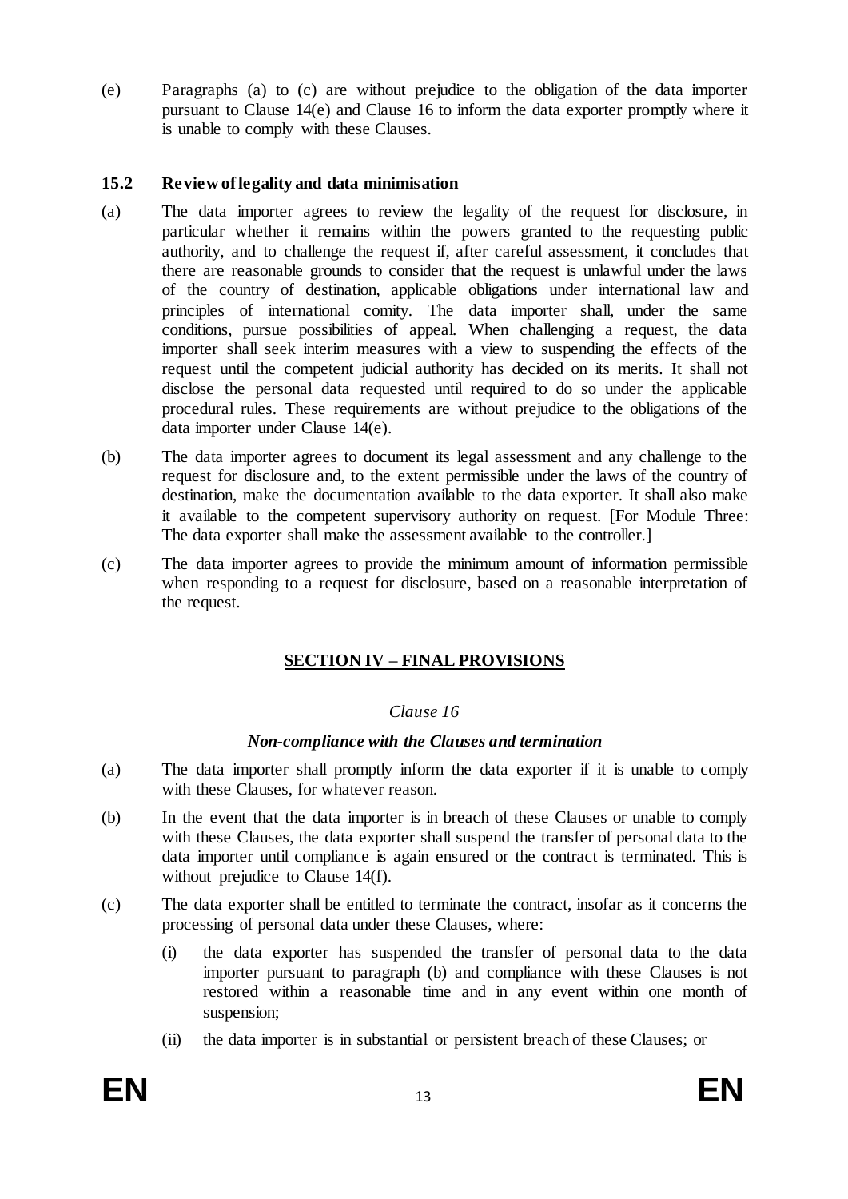(e) Paragraphs (a) to (c) are without prejudice to the obligation of the data importer pursuant to Clause 14(e) and Clause 16 to inform the data exporter promptly where it is unable to comply with these Clauses.

### 15.2 Review of legality and data minimisation

(a) The data importer agrees to review the legality of the request for disclosure, in particular whether it remains within the powers granted to the requesting public authority, and to challenge the request if, after careful assessment, it concludes that there are reasonable grounds to consider that the request is unlawful under the laws of the country of destination, applicable obligations under international law and principles of international comity. The data importer shall, under the same conditions, pursue possibilities of appeal. When challenging a request, the data importer shall seek interim measures with a view to suspending the effects of the request until the competent judicial authority has decided on its merits. It shall not disclose the personal data requested until required to do so under the applicable procedural rules. These requirements are without prejudice to the obligations of the data importer under Clause 14(e).

(b) The data importer agrees to document its legal assessment and any challenge to the request for disclosure and, to the extent permissible under the laws of the country of destination, make the documentation available to the data exporter. It shall also make it available to the competent supervisory authority on request. [For Module Three: The data exporter shall make the assessment available to the controller.]

(c) The data importer agrees to provide the minimum amount of information permissible when responding to a request for disclosure, based on a reasonable interpretation of the request.

## SECTION IV – FINAL PROVISIONS

*Clause 16*

***Non-compliance with the Clauses and termination***

(a) The data importer shall promptly inform the data exporter if it is unable to comply with these Clauses, for whatever reason.

(b) In the event that the data importer is in breach of these Clauses or unable to comply with these Clauses, the data exporter shall suspend the transfer of personal data to the data importer until compliance is again ensured or the contract is terminated. This is without prejudice to Clause 14(f).

(c) The data exporter shall be entitled to terminate the contract, insofar as it concerns the processing of personal data under these Clauses, where:

   (i) the data exporter has suspended the transfer of personal data to the data importer pursuant to paragraph (b) and compliance with these Clauses is not restored within a reasonable time and in any event within one month of suspension;

   (ii) the data importer is in substantial or persistent breach of these Clauses; or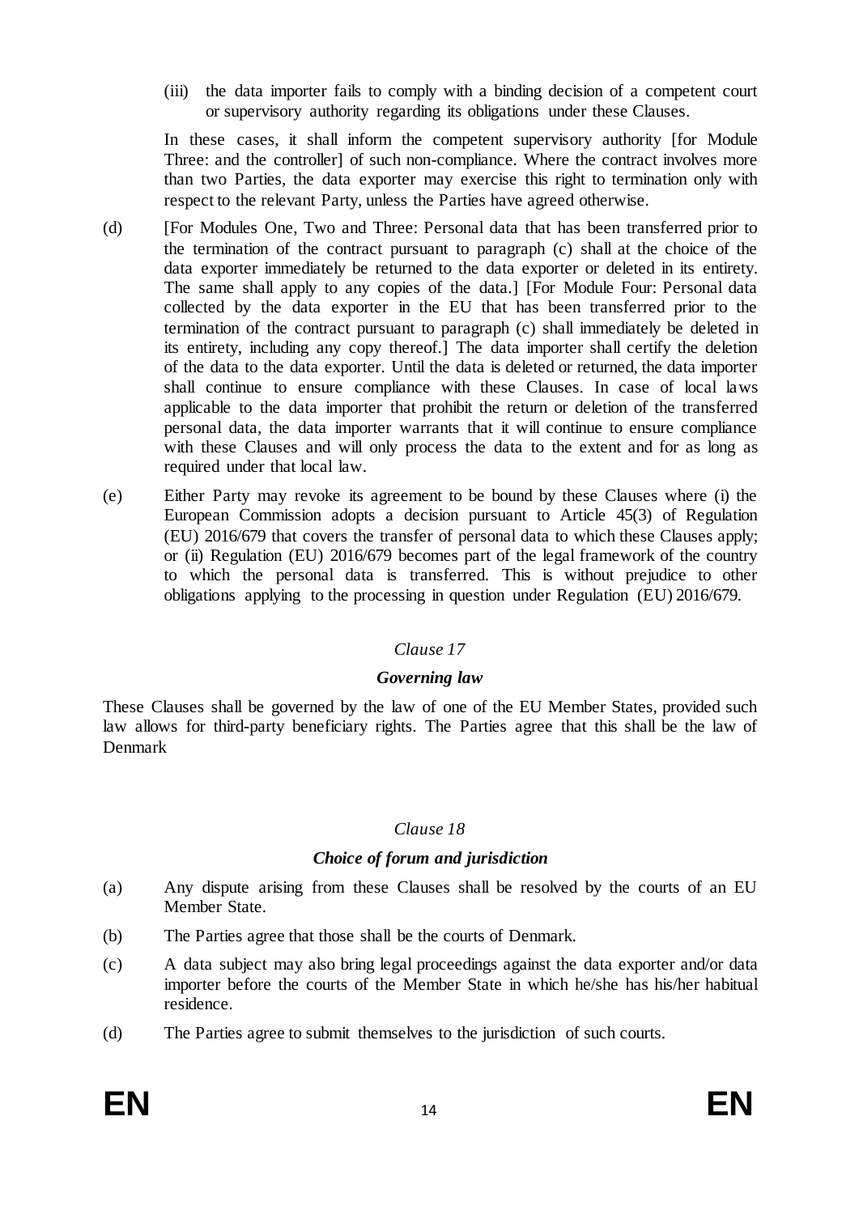(iii) the data importer fails to comply with a binding decision of a competent court or supervisory authority regarding its obligations under these Clauses.

In these cases, it shall inform the competent supervisory authority [for Module Three: and the controller] of such non-compliance. Where the contract involves more than two Parties, the data exporter may exercise this right to termination only with respect to the relevant Party, unless the Parties have agreed otherwise.

(d) [For Modules One, Two and Three: Personal data that has been transferred prior to the termination of the contract pursuant to paragraph (c) shall at the choice of the data exporter immediately be returned to the data exporter or deleted in its entirety. The same shall apply to any copies of the data.] [For Module Four: Personal data collected by the data exporter in the EU that has been transferred prior to the termination of the contract pursuant to paragraph (c) shall immediately be deleted in its entirety, including any copy thereof.] The data importer shall certify the deletion of the data to the data exporter. Until the data is deleted or returned, the data importer shall continue to ensure compliance with these Clauses. In case of local laws applicable to the data importer that prohibit the return or deletion of the transferred personal data, the data importer warrants that it will continue to ensure compliance with these Clauses and will only process the data to the extent and for as long as required under that local law.

(e) Either Party may revoke its agreement to be bound by these Clauses where (i) the European Commission adopts a decision pursuant to Article 45(3) of Regulation (EU) 2016/679 that covers the transfer of personal data to which these Clauses apply; or (ii) Regulation (EU) 2016/679 becomes part of the legal framework of the country to which the personal data is transferred. This is without prejudice to other obligations applying to the processing in question under Regulation (EU) 2016/679.

### *Clause 17*

### ***Governing law***

These Clauses shall be governed by the law of one of the EU Member States, provided such law allows for third-party beneficiary rights. The Parties agree that this shall be the law of Denmark

### *Clause 18*

### ***Choice of forum and jurisdiction***

(a) Any dispute arising from these Clauses shall be resolved by the courts of an EU Member State.

(b) The Parties agree that those shall be the courts of Denmark.

(c) A data subject may also bring legal proceedings against the data exporter and/or data importer before the courts of the Member State in which he/she has his/her habitual residence.

(d) The Parties agree to submit themselves to the jurisdiction of such courts.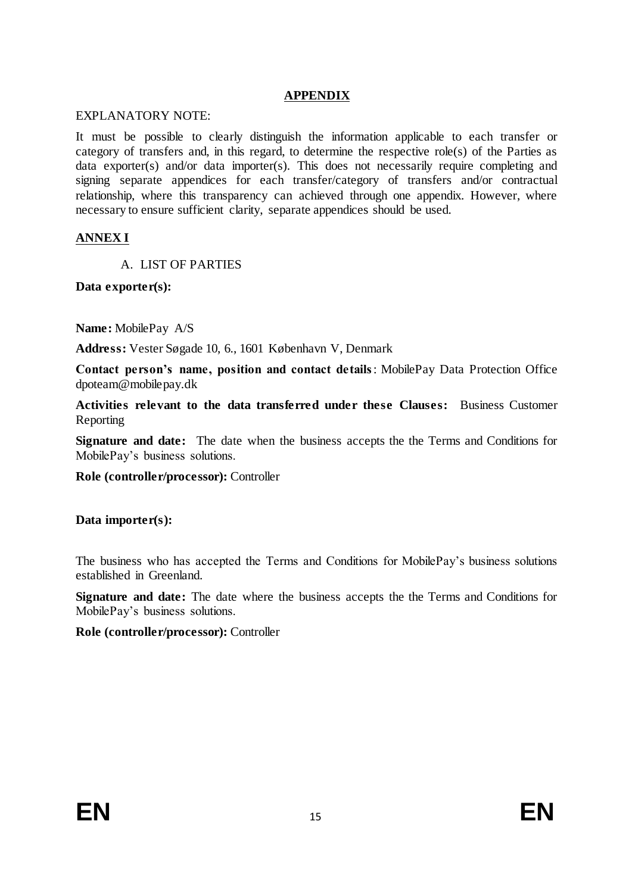**APPENDIX**

EXPLANATORY NOTE:

It must be possible to clearly distinguish the information applicable to each transfer or category of transfers and, in this regard, to determine the respective role(s) of the Parties as data exporter(s) and/or data importer(s). This does not necessarily require completing and signing separate appendices for each transfer/category of transfers and/or contractual relationship, where this transparency can achieved through one appendix. However, where necessary to ensure sufficient clarity, separate appendices should be used.

**ANNEX I**

A. LIST OF PARTIES

**Data exporter(s):**

**Name:** MobilePay A/S

**Address:** Vester Søgade 10, 6., 1601 København V, Denmark

**Contact person's name, position and contact details**: MobilePay Data Protection Office dpoteam@mobilepay.dk

**Activities relevant to the data transferred under these Clauses:** Business Customer Reporting

**Signature and date:** The date when the business accepts the the Terms and Conditions for MobilePay's business solutions.

**Role (controller/processor):** Controller

**Data importer(s):**

The business who has accepted the Terms and Conditions for MobilePay's business solutions established in Greenland.

**Signature and date:** The date where the business accepts the the Terms and Conditions for MobilePay's business solutions.

**Role (controller/processor):** Controller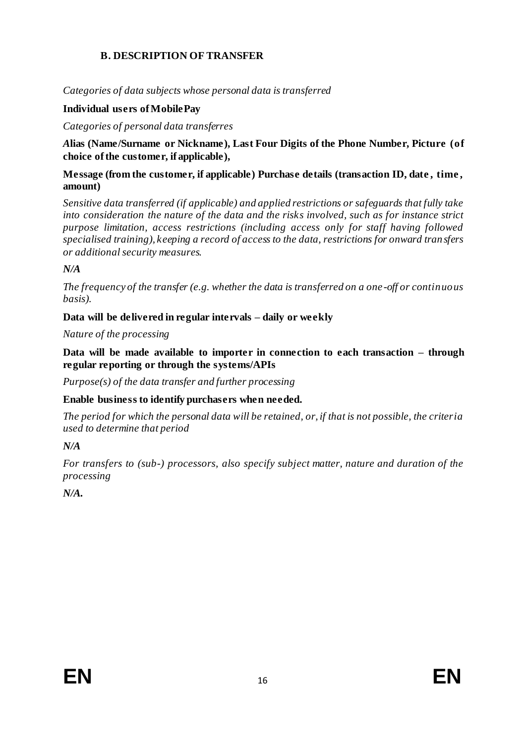### B. DESCRIPTION OF TRANSFER

*Categories of data subjects whose personal data is transferred*

**Individual users of MobilePay**

*Categories of personal data transferres*

***A*lias (Name/Surname or Nickname), Last Four Digits of the Phone Number, Picture (of choice of the customer, if applicable),**

**Message (from the customer, if applicable) Purchase details (transaction ID, date, time, amount)**

*Sensitive data transferred (if applicable) and applied restrictions or safeguards that fully take into consideration the nature of the data and the risks involved, such as for instance strict purpose limitation, access restrictions (including access only for staff having followed specialised training), keeping a record of access to the data, restrictions for onward transfers or additional security measures.*

***N/A***

*The frequency of the transfer (e.g. whether the data is transferred on a one-off or continuous basis).*

**Data will be delivered in regular intervals – daily or weekly**

*Nature of the processing*

**Data will be made available to importer in connection to each transaction – through regular reporting or through the systems/APIs**

*Purpose(s) of the data transfer and further processing*

**Enable business to identify purchasers when needed.**

*The period for which the personal data will be retained, or, if that is not possible, the criteria used to determine that period*

***N/A***

*For transfers to (sub-) processors, also specify subject matter, nature and duration of the processing*

***N/A*.**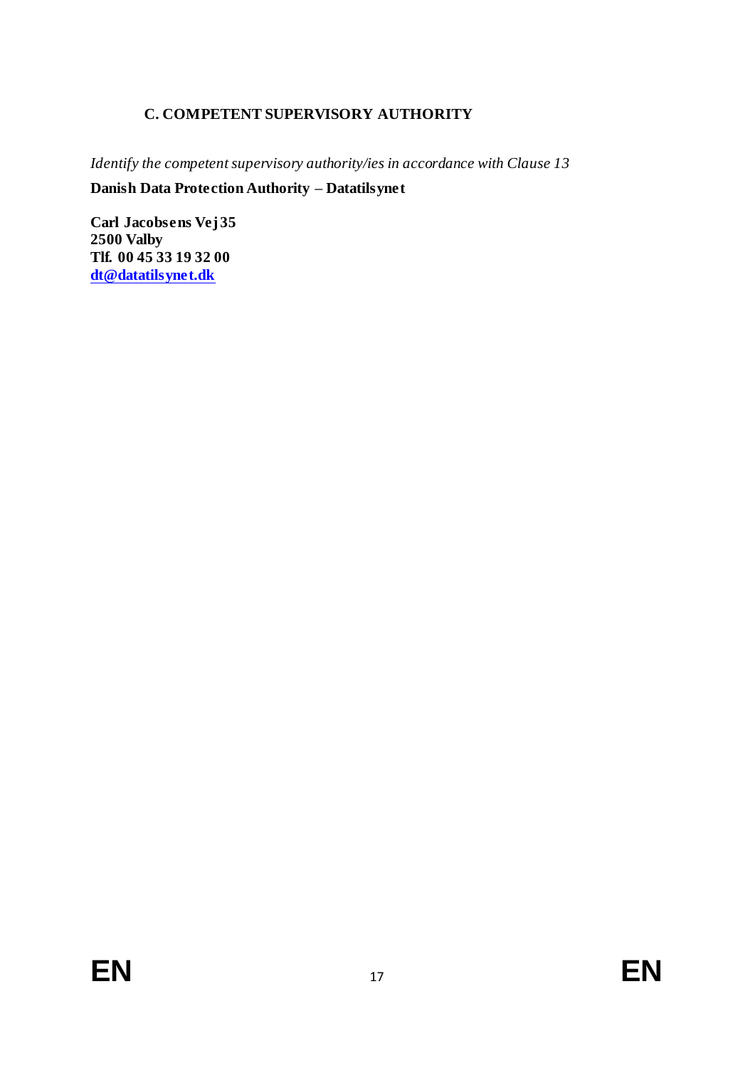### C. COMPETENT SUPERVISORY AUTHORITY

*Identify the competent supervisory authority/ies in accordance with Clause 13*

**Danish Data Protection Authority – Datatilsynet**

**Carl Jacobsens Vej 35**
**2500 Valby**
**Tlf. 00 45 33 19 32 00**
**[dt@datatilsynet.dk](mailto:dt@datatilsynet.dk)**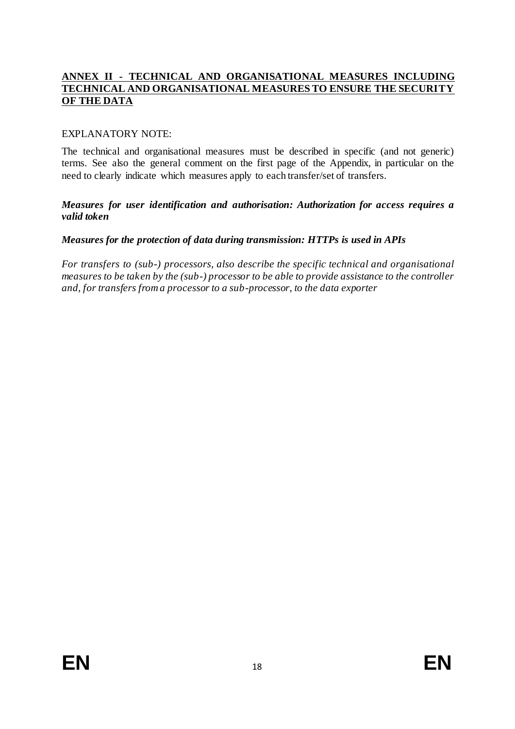## **<u>ANNEX II - TECHNICAL AND ORGANISATIONAL MEASURES INCLUDING TECHNICAL AND ORGANISATIONAL MEASURES TO ENSURE THE SECURITY OF THE DATA</u>**

EXPLANATORY NOTE:

The technical and organisational measures must be described in specific (and not generic) terms. See also the general comment on the first page of the Appendix, in particular on the need to clearly indicate which measures apply to each transfer/set of transfers.

***Measures for user identification and authorisation: Authorization for access requires a valid token***

***Measures for the protection of data during transmission: HTTPs is used in APIs***

*For transfers to (sub-) processors, also describe the specific technical and organisational measures to be taken by the (sub-) processor to be able to provide assistance to the controller and, for transfers from a processor to a sub-processor, to the data exporter*